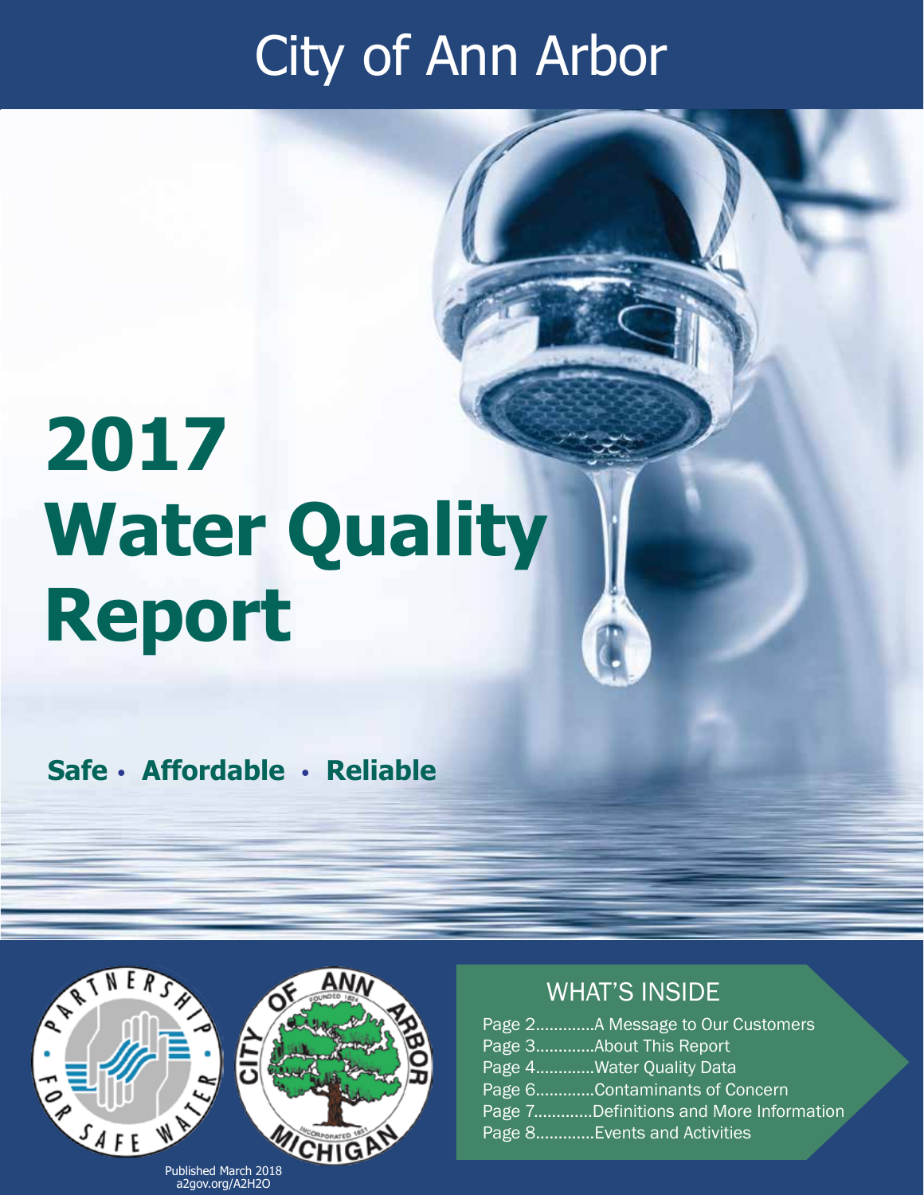# City of Ann Arbor

# 2017 Water Quality Report

**Safe • Affordable • Reliable**

## WHAT'S INSIDE

- Page 2.............A Message to Our Customers
- Page 3.............About This Report
- Page 4.............Water Quality Data
- Page 6.............Contaminants of Concern
- Page 7.............Definitions and More Information
- Page 8.............Events and Activities

Published March 2018
a2gov.org/A2H2O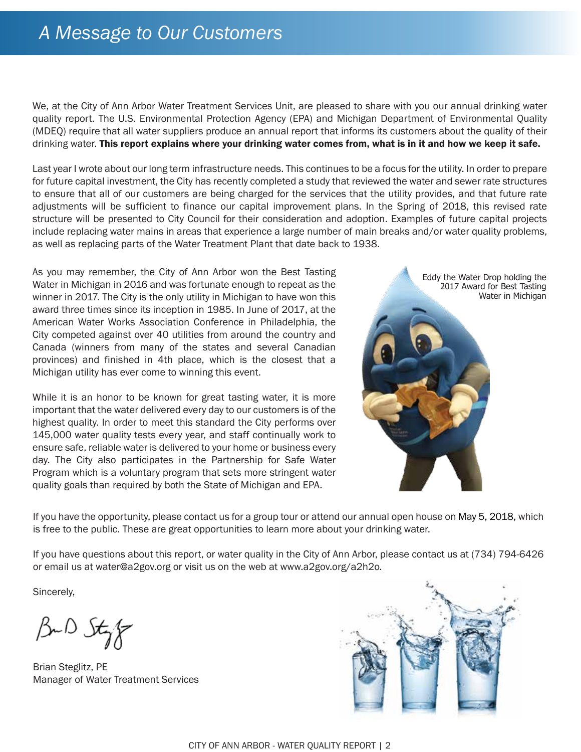# *A Message to Our Customers*

We, at the City of Ann Arbor Water Treatment Services Unit, are pleased to share with you our annual drinking water quality report. The U.S. Environmental Protection Agency (EPA) and Michigan Department of Environmental Quality (MDEQ) require that all water suppliers produce an annual report that informs its customers about the quality of their drinking water. **This report explains where your drinking water comes from, what is in it and how we keep it safe.**

Last year I wrote about our long term infrastructure needs. This continues to be a focus for the utility. In order to prepare for future capital investment, the City has recently completed a study that reviewed the water and sewer rate structures to ensure that all of our customers are being charged for the services that the utility provides, and that future rate adjustments will be sufficient to finance our capital improvement plans. In the Spring of 2018, this revised rate structure will be presented to City Council for their consideration and adoption. Examples of future capital projects include replacing water mains in areas that experience a large number of main breaks and/or water quality problems, as well as replacing parts of the Water Treatment Plant that date back to 1938.

As you may remember, the City of Ann Arbor won the Best Tasting Water in Michigan in 2016 and was fortunate enough to repeat as the winner in 2017. The City is the only utility in Michigan to have won this award three times since its inception in 1985. In June of 2017, at the American Water Works Association Conference in Philadelphia, the City competed against over 40 utilities from around the country and Canada (winners from many of the states and several Canadian provinces) and finished in 4th place, which is the closest that a Michigan utility has ever come to winning this event.

Eddy the Water Drop holding the 2017 Award for Best Tasting Water in Michigan

While it is an honor to be known for great tasting water, it is more important that the water delivered every day to our customers is of the highest quality. In order to meet this standard the City performs over 145,000 water quality tests every year, and staff continually work to ensure safe, reliable water is delivered to your home or business every day. The City also participates in the Partnership for Safe Water Program which is a voluntary program that sets more stringent water quality goals than required by both the State of Michigan and EPA.

If you have the opportunity, please contact us for a group tour or attend our annual open house on May 5, 2018, which is free to the public. These are great opportunities to learn more about your drinking water.

If you have questions about this report, or water quality in the City of Ann Arbor, please contact us at (734) 794-6426 or email us at water@a2gov.org or visit us on the web at www.a2gov.org/a2h2o.

Sincerely,

Brian Steglitz, PE
Manager of Water Treatment Services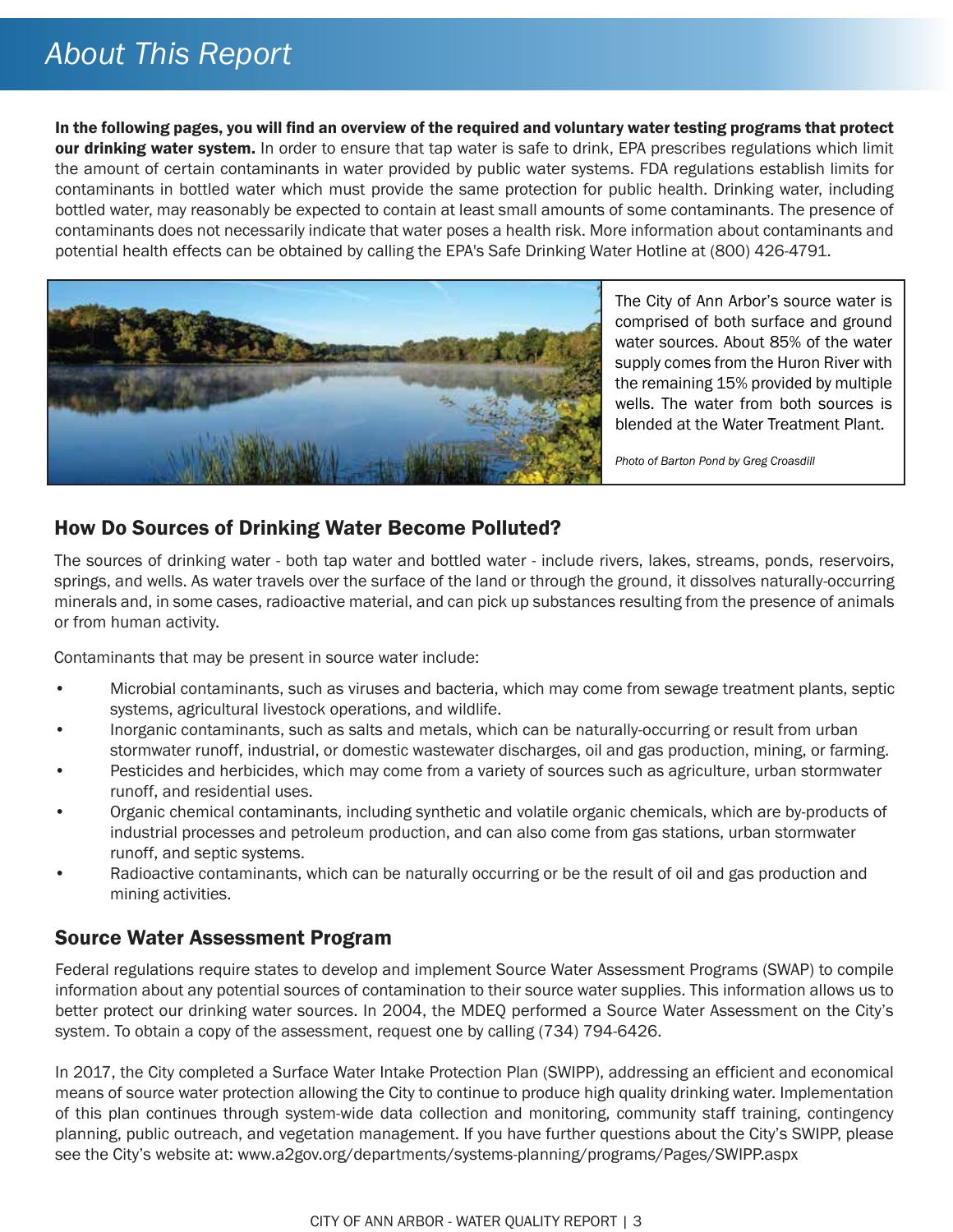# About This Report

**In the following pages, you will find an overview of the required and voluntary water testing programs that protect our drinking water system.** In order to ensure that tap water is safe to drink, EPA prescribes regulations which limit the amount of certain contaminants in water provided by public water systems. FDA regulations establish limits for contaminants in bottled water which must provide the same protection for public health. Drinking water, including bottled water, may reasonably be expected to contain at least small amounts of some contaminants. The presence of contaminants does not necessarily indicate that water poses a health risk. More information about contaminants and potential health effects can be obtained by calling the EPA's Safe Drinking Water Hotline at (800) 426-4791.

The City of Ann Arbor's source water is comprised of both surface and ground water sources. About 85% of the water supply comes from the Huron River with the remaining 15% provided by multiple wells. The water from both sources is blended at the Water Treatment Plant.

*Photo of Barton Pond by Greg Croasdill*

## How Do Sources of Drinking Water Become Polluted?

The sources of drinking water - both tap water and bottled water - include rivers, lakes, streams, ponds, reservoirs, springs, and wells. As water travels over the surface of the land or through the ground, it dissolves naturally-occurring minerals and, in some cases, radioactive material, and can pick up substances resulting from the presence of animals or from human activity.

Contaminants that may be present in source water include:

- Microbial contaminants, such as viruses and bacteria, which may come from sewage treatment plants, septic systems, agricultural livestock operations, and wildlife.
- Inorganic contaminants, such as salts and metals, which can be naturally-occurring or result from urban stormwater runoff, industrial, or domestic wastewater discharges, oil and gas production, mining, or farming.
- Pesticides and herbicides, which may come from a variety of sources such as agriculture, urban stormwater runoff, and residential uses.
- Organic chemical contaminants, including synthetic and volatile organic chemicals, which are by-products of industrial processes and petroleum production, and can also come from gas stations, urban stormwater runoff, and septic systems.
- Radioactive contaminants, which can be naturally occurring or be the result of oil and gas production and mining activities.

## Source Water Assessment Program

Federal regulations require states to develop and implement Source Water Assessment Programs (SWAP) to compile information about any potential sources of contamination to their source water supplies. This information allows us to better protect our drinking water sources. In 2004, the MDEQ performed a Source Water Assessment on the City's system. To obtain a copy of the assessment, request one by calling (734) 794-6426.

In 2017, the City completed a Surface Water Intake Protection Plan (SWIPP), addressing an efficient and economical means of source water protection allowing the City to continue to produce high quality drinking water. Implementation of this plan continues through system-wide data collection and monitoring, community staff training, contingency planning, public outreach, and vegetation management. If you have further questions about the City's SWIPP, please see the City's website at: www.a2gov.org/departments/systems-planning/programs/Pages/SWIPP.aspx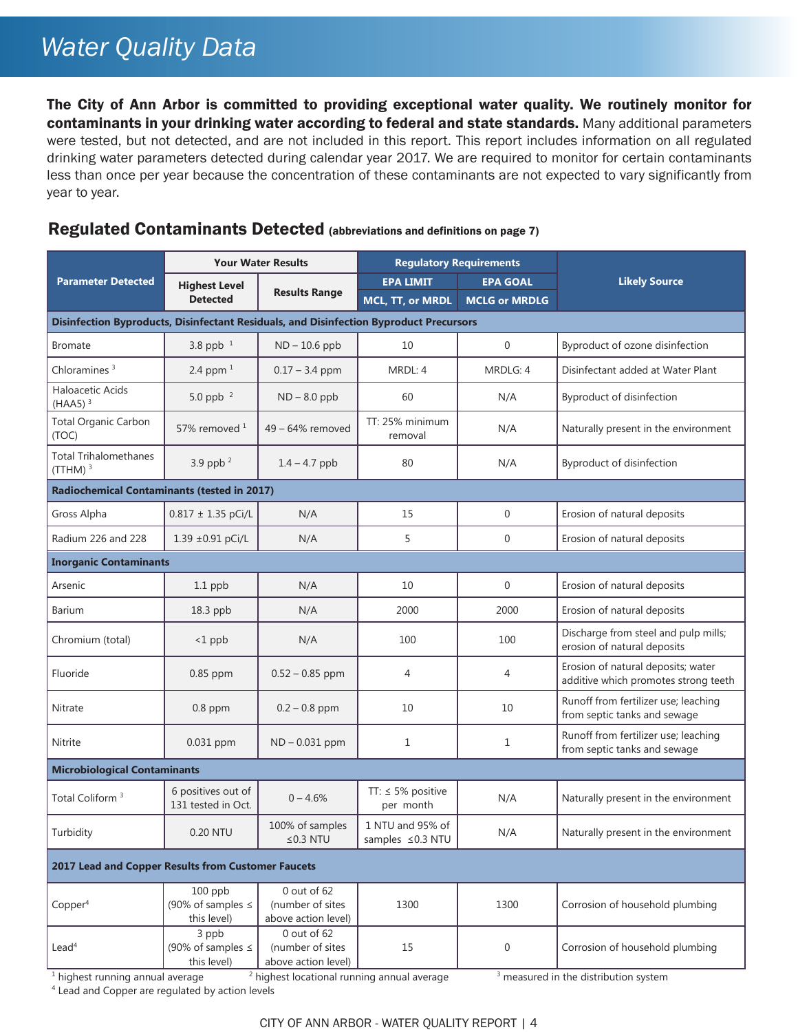# Water Quality Data

**The City of Ann Arbor is committed to providing exceptional water quality. We routinely monitor for contaminants in your drinking water according to federal and state standards.** Many additional parameters were tested, but not detected, and are not included in this report. This report includes information on all regulated drinking water parameters detected during calendar year 2017. We are required to monitor for certain contaminants less than once per year because the concentration of these contaminants are not expected to vary significantly from year to year.

## Regulated Contaminants Detected (abbreviations and definitions on page 7)

| Parameter Detected | Your Water Results | | Regulatory Requirements | | Likely Source |
|---|---|---|---|---|---|
| | Highest Level Detected | Results Range | EPA LIMIT MCL, TT, or MRDL | EPA GOAL MCLG or MRDLG | |
| **Disinfection Byproducts, Disinfectant Residuals, and Disinfection Byproduct Precursors** | | | | | |
| Bromate | 3.8 ppb [1] | ND – 10.6 ppb | 10 | 0 | Byproduct of ozone disinfection |
| Chloramines [3] | 2.4 ppm [1] | 0.17 – 3.4 ppm | MRDL: 4 | MRDLG: 4 | Disinfectant added at Water Plant |
| Haloacetic Acids (HAA5) [3] | 5.0 ppb [2] | ND – 8.0 ppb | 60 | N/A | Byproduct of disinfection |
| Total Organic Carbon (TOC) | 57% removed [1] | 49 – 64% removed | TT: 25% minimum removal | N/A | Naturally present in the environment |
| Total Trihalomethanes (TTHM) [3] | 3.9 ppb [2] | 1.4 – 4.7 ppb | 80 | N/A | Byproduct of disinfection |
| **Radiochemical Contaminants (tested in 2017)** | | | | | |
| Gross Alpha | 0.817 ± 1.35 pCi/L | N/A | 15 | 0 | Erosion of natural deposits |
| Radium 226 and 228 | 1.39 ±0.91 pCi/L | N/A | 5 | 0 | Erosion of natural deposits |
| **Inorganic Contaminants** | | | | | |
| Arsenic | 1.1 ppb | N/A | 10 | 0 | Erosion of natural deposits |
| Barium | 18.3 ppb | N/A | 2000 | 2000 | Erosion of natural deposits |
| Chromium (total) | <1 ppb | N/A | 100 | 100 | Discharge from steel and pulp mills; erosion of natural deposits |
| Fluoride | 0.85 ppm | 0.52 – 0.85 ppm | 4 | 4 | Erosion of natural deposits; water additive which promotes strong teeth |
| Nitrate | 0.8 ppm | 0.2 – 0.8 ppm | 10 | 10 | Runoff from fertilizer use; leaching from septic tanks and sewage |
| Nitrite | 0.031 ppm | ND – 0.031 ppm | 1 | 1 | Runoff from fertilizer use; leaching from septic tanks and sewage |
| **Microbiological Contaminants** | | | | | |
| Total Coliform [3] | 6 positives out of 131 tested in Oct. | 0 – 4.6% | TT: ≤ 5% positive per month | N/A | Naturally present in the environment |
| Turbidity | 0.20 NTU | 100% of samples ≤0.3 NTU | 1 NTU and 95% of samples ≤0.3 NTU | N/A | Naturally present in the environment |
| **2017 Lead and Copper Results from Customer Faucets** | | | | | |
| Copper[4] | 100 ppb (90% of samples ≤ this level) | 0 out of 62 (number of sites above action level) | 1300 | 1300 | Corrosion of household plumbing |
| Lead[4] | 3 ppb (90% of samples ≤ this level) | 0 out of 62 (number of sites above action level) | 15 | 0 | Corrosion of household plumbing |

[1] highest running annual average [2] highest locational running annual average [3] measured in the distribution system
[4] Lead and Copper are regulated by action levels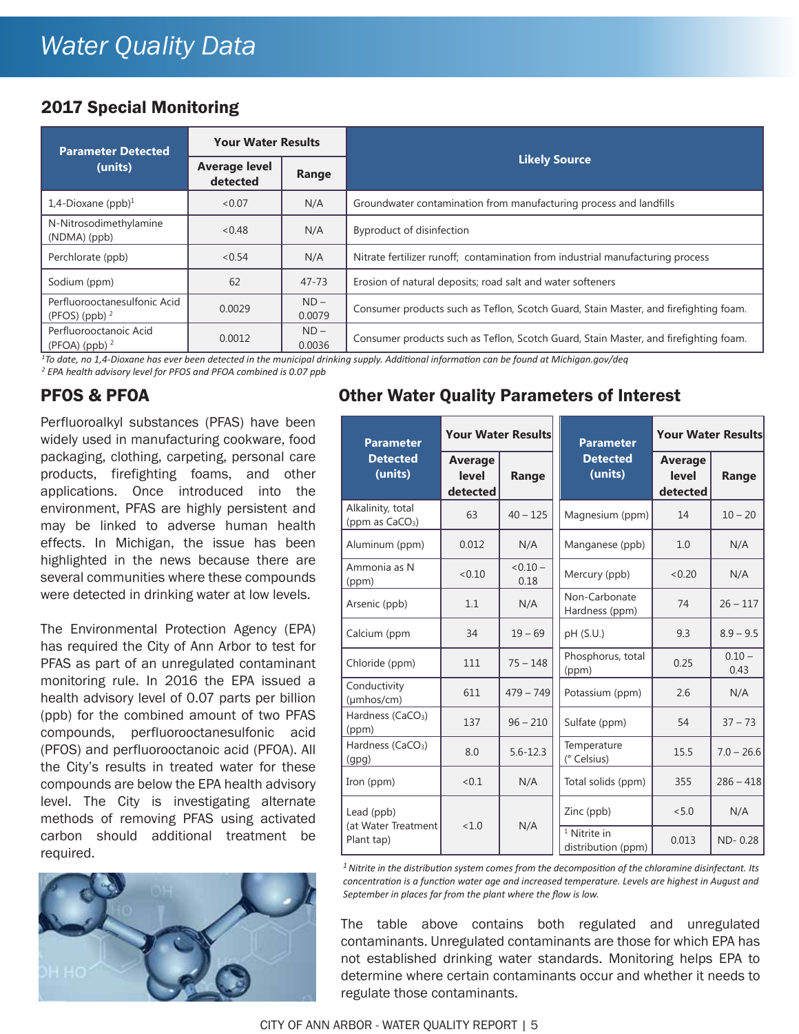# Water Quality Data

## 2017 Special Monitoring

| Parameter Detected (units) | Your Water Results | | Likely Source |
|---|---|---|---|
| | Average level detected | Range | |
| 1,4-Dioxane (ppb)[1] | <0.07 | N/A | Groundwater contamination from manufacturing process and landfills |
| N-Nitrosodimethylamine (NDMA) (ppb) | <0.48 | N/A | Byproduct of disinfection |
| Perchlorate (ppb) | <0.54 | N/A | Nitrate fertilizer runoff; contamination from industrial manufacturing process |
| Sodium (ppm) | 62 | 47-73 | Erosion of natural deposits; road salt and water softeners |
| Perfluorooctanesulfonic Acid (PFOS) (ppb) [2] | 0.0029 | ND – 0.0079 | Consumer products such as Teflon, Scotch Guard, Stain Master, and firefighting foam. |
| Perfluorooctanoic Acid (PFOA) (ppb) [2] | 0.0012 | ND – 0.0036 | Consumer products such as Teflon, Scotch Guard, Stain Master, and firefighting foam. |

*[1]To date, no 1,4-Dioxane has ever been detected in the municipal drinking supply. Additional information can be found at Michigan.gov/deq*

*[2] EPA health advisory level for PFOS and PFOA combined is 0.07 ppb*

## PFOS & PFOA

Perfluoroalkyl substances (PFAS) have been widely used in manufacturing cookware, food packaging, clothing, carpeting, personal care products, firefighting foams, and other applications. Once introduced into the environment, PFAS are highly persistent and may be linked to adverse human health effects. In Michigan, the issue has been highlighted in the news because there are several communities where these compounds were detected in drinking water at low levels.

The Environmental Protection Agency (EPA) has required the City of Ann Arbor to test for PFAS as part of an unregulated contaminant monitoring rule. In 2016 the EPA issued a health advisory level of 0.07 parts per billion (ppb) for the combined amount of two PFAS compounds, perfluorooctanesulfonic acid (PFOS) and perfluorooctanoic acid (PFOA). All the City's results in treated water for these compounds are below the EPA health advisory level. The City is investigating alternate methods of removing PFAS using activated carbon should additional treatment be required.

## Other Water Quality Parameters of Interest

| Parameter Detected (units) | Your Water Results | | Parameter Detected (units) | Your Water Results | |
|---|---|---|---|---|---|
| | Average level detected | Range | | Average level detected | Range |
| Alkalinity, total (ppm as $CaCO_3$) | 63 | 40 – 125 | Magnesium (ppm) | 14 | 10 – 20 |
| Aluminum (ppm) | 0.012 | N/A | Manganese (ppb) | 1.0 | N/A |
| Ammonia as N (ppm) | <0.10 | <0.10 – 0.18 | Mercury (ppb) | <0.20 | N/A |
| Arsenic (ppb) | 1.1 | N/A | Non-Carbonate Hardness (ppm) | 74 | 26 – 117 |
| Calcium (ppm | 34 | 19 – 69 | pH (S.U.) | 9.3 | 8.9 – 9.5 |
| Chloride (ppm) | 111 | 75 – 148 | Phosphorus, total (ppm) | 0.25 | 0.10 – 0.43 |
| Conductivity (μmhos/cm) | 611 | 479 – 749 | Potassium (ppm) | 2.6 | N/A |
| Hardness ($CaCO_3$) (ppm) | 137 | 96 – 210 | Sulfate (ppm) | 54 | 37 – 73 |
| Hardness ($CaCO_3$) (gpg) | 8.0 | 5.6-12.3 | Temperature (° Celsius) | 15.5 | 7.0 – 26.6 |
| Iron (ppm) | <0.1 | N/A | Total solids (ppm) | 355 | 286 – 418 |
| Lead (ppb) (at Water Treatment Plant tap) | <1.0 | N/A | Zinc (ppb) | <5.0 | N/A |
| | | | [1] Nitrite in distribution (ppm) | 0.013 | ND- 0.28 |

*[1] Nitrite in the distribution system comes from the decomposition of the chloramine disinfectant. Its concentration is a function water age and increased temperature. Levels are highest in August and September in places far from the plant where the flow is low.*

The table above contains both regulated and unregulated contaminants. Unregulated contaminants are those for which EPA has not established drinking water standards. Monitoring helps EPA to determine where certain contaminants occur and whether it needs to regulate those contaminants.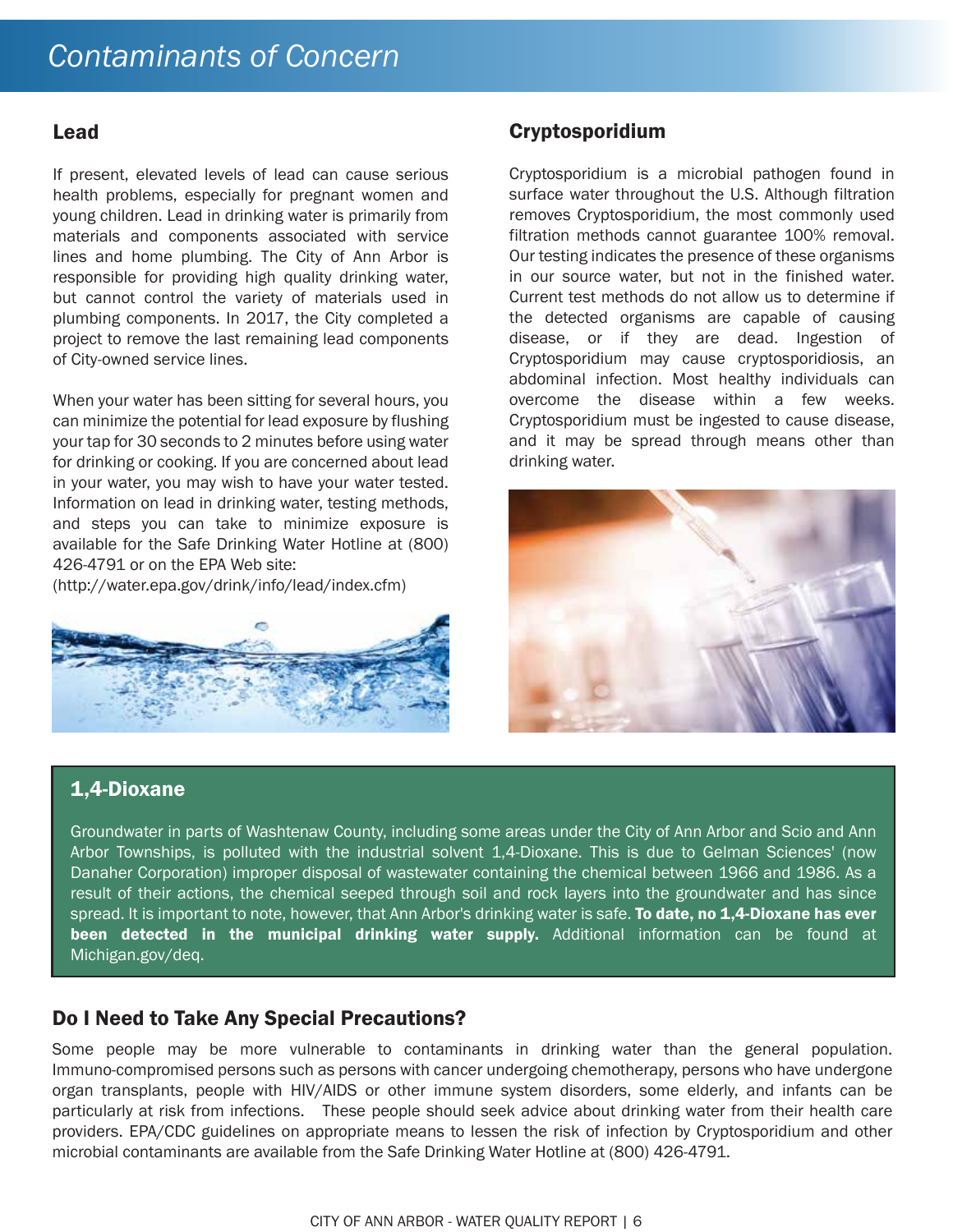# Contaminants of Concern

## Lead

If present, elevated levels of lead can cause serious health problems, especially for pregnant women and young children. Lead in drinking water is primarily from materials and components associated with service lines and home plumbing. The City of Ann Arbor is responsible for providing high quality drinking water, but cannot control the variety of materials used in plumbing components. In 2017, the City completed a project to remove the last remaining lead components of City-owned service lines.

When your water has been sitting for several hours, you can minimize the potential for lead exposure by flushing your tap for 30 seconds to 2 minutes before using water for drinking or cooking. If you are concerned about lead in your water, you may wish to have your water tested. Information on lead in drinking water, testing methods, and steps you can take to minimize exposure is available for the Safe Drinking Water Hotline at (800) 426-4791 or on the EPA Web site:
(http://water.epa.gov/drink/info/lead/index.cfm)

## Cryptosporidium

Cryptosporidium is a microbial pathogen found in surface water throughout the U.S. Although filtration removes Cryptosporidium, the most commonly used filtration methods cannot guarantee 100% removal. Our testing indicates the presence of these organisms in our source water, but not in the finished water. Current test methods do not allow us to determine if the detected organisms are capable of causing disease, or if they are dead. Ingestion of Cryptosporidium may cause cryptosporidiosis, an abdominal infection. Most healthy individuals can overcome the disease within a few weeks. Cryptosporidium must be ingested to cause disease, and it may be spread through means other than drinking water.

## 1,4-Dioxane

Groundwater in parts of Washtenaw County, including some areas under the City of Ann Arbor and Scio and Ann Arbor Townships, is polluted with the industrial solvent 1,4-Dioxane. This is due to Gelman Sciences' (now Danaher Corporation) improper disposal of wastewater containing the chemical between 1966 and 1986. As a result of their actions, the chemical seeped through soil and rock layers into the groundwater and has since spread. It is important to note, however, that Ann Arbor's drinking water is safe. **To date, no 1,4-Dioxane has ever been detected in the municipal drinking water supply.** Additional information can be found at Michigan.gov/deq.

## Do I Need to Take Any Special Precautions?

Some people may be more vulnerable to contaminants in drinking water than the general population. Immuno-compromised persons such as persons with cancer undergoing chemotherapy, persons who have undergone organ transplants, people with HIV/AIDS or other immune system disorders, some elderly, and infants can be particularly at risk from infections. These people should seek advice about drinking water from their health care providers. EPA/CDC guidelines on appropriate means to lessen the risk of infection by Cryptosporidium and other microbial contaminants are available from the Safe Drinking Water Hotline at (800) 426-4791.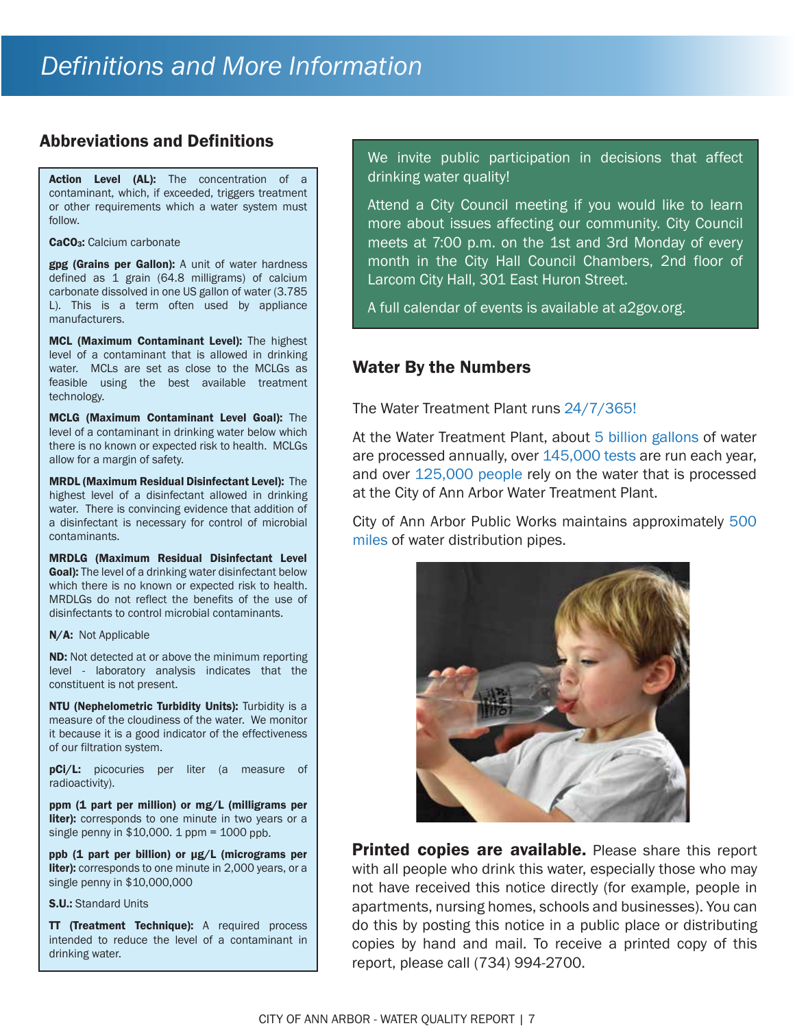# Definitions and More Information

## Abbreviations and Definitions

**Action Level (AL):** The concentration of a contaminant, which, if exceeded, triggers treatment or other requirements which a water system must follow.

**$CaCO_3$:** Calcium carbonate

**gpg (Grains per Gallon):** A unit of water hardness defined as 1 grain (64.8 milligrams) of calcium carbonate dissolved in one US gallon of water (3.785 L). This is a term often used by appliance manufacturers.

**MCL (Maximum Contaminant Level):** The highest level of a contaminant that is allowed in drinking water. MCLs are set as close to the MCLGs as feasible using the best available treatment technology.

**MCLG (Maximum Contaminant Level Goal):** The level of a contaminant in drinking water below which there is no known or expected risk to health. MCLGs allow for a margin of safety.

**MRDL (Maximum Residual Disinfectant Level):** The highest level of a disinfectant allowed in drinking water. There is convincing evidence that addition of a disinfectant is necessary for control of microbial contaminants.

**MRDLG (Maximum Residual Disinfectant Level Goal):** The level of a drinking water disinfectant below which there is no known or expected risk to health. MRDLGs do not reflect the benefits of the use of disinfectants to control microbial contaminants.

**N/A:** Not Applicable

**ND:** Not detected at or above the minimum reporting level - laboratory analysis indicates that the constituent is not present.

**NTU (Nephelometric Turbidity Units):** Turbidity is a measure of the cloudiness of the water. We monitor it because it is a good indicator of the effectiveness of our filtration system.

**pCi/L:** picocuries per liter (a measure of radioactivity).

**ppm (1 part per million) or mg/L (milligrams per liter):** corresponds to one minute in two years or a single penny in $10,000. 1 ppm = 1000 ppb.

**ppb (1 part per billion) or µg/L (micrograms per liter):** corresponds to one minute in 2,000 years, or a single penny in $10,000,000

**S.U.:** Standard Units

**TT (Treatment Technique):** A required process intended to reduce the level of a contaminant in drinking water.

We invite public participation in decisions that affect drinking water quality!

Attend a City Council meeting if you would like to learn more about issues affecting our community. City Council meets at 7:00 p.m. on the 1st and 3rd Monday of every month in the City Hall Council Chambers, 2nd floor of Larcom City Hall, 301 East Huron Street.

A full calendar of events is available at a2gov.org.

## Water By the Numbers

The Water Treatment Plant runs 24/7/365!

At the Water Treatment Plant, about 5 billion gallons of water are processed annually, over 145,000 tests are run each year, and over 125,000 people rely on the water that is processed at the City of Ann Arbor Water Treatment Plant.

City of Ann Arbor Public Works maintains approximately 500 miles of water distribution pipes.

**Printed copies are available.** Please share this report with all people who drink this water, especially those who may not have received this notice directly (for example, people in apartments, nursing homes, schools and businesses). You can do this by posting this notice in a public place or distributing copies by hand and mail. To receive a printed copy of this report, please call (734) 994-2700.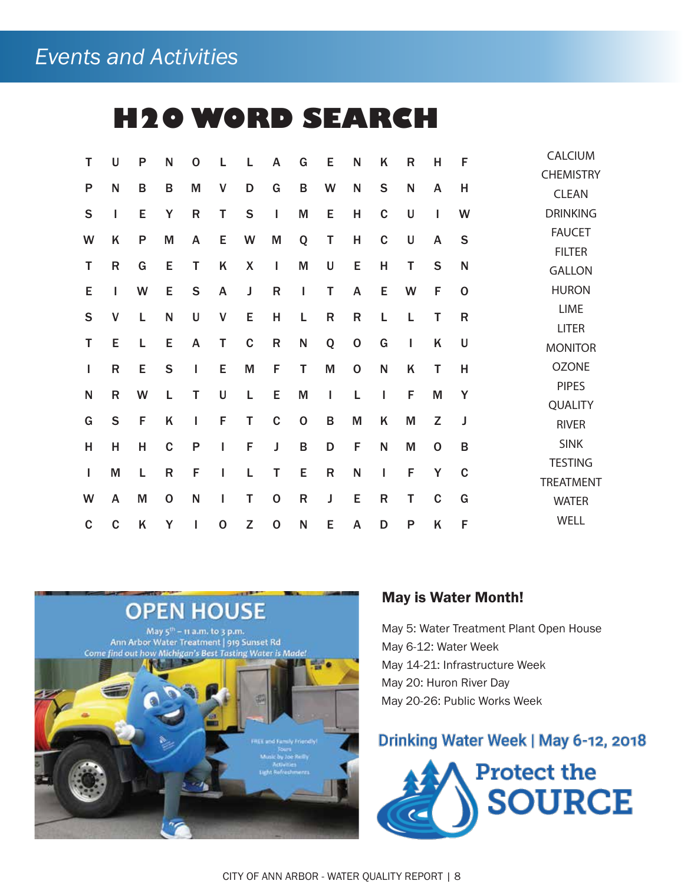## Events and Activities

# H2O WORD SEARCH

| | | | | | | | | | | | | | | |
|---|---|---|---|---|---|---|---|---|---|---|---|---|---|---|
| T | U | P | N | O | L | L | A | G | E | N | K | R | H | F |
| P | N | B | B | M | V | D | G | B | W | N | S | N | A | H |
| S | I | E | Y | R | T | S | I | M | E | H | C | U | I | W |
| W | K | P | M | A | E | W | M | Q | T | H | C | U | A | S |
| T | R | G | E | T | K | X | I | M | U | E | H | T | S | N |
| E | I | W | E | S | A | J | R | I | T | A | E | W | F | O |
| S | V | L | N | U | V | E | H | L | R | R | L | L | T | R |
| T | E | L | E | A | T | C | R | N | Q | O | G | I | K | U |
| I | R | E | S | I | E | M | F | T | M | O | N | K | T | H |
| N | R | W | L | T | U | L | E | M | I | L | I | F | M | Y |
| G | S | F | K | I | F | T | C | O | B | M | K | M | Z | J |
| H | H | H | C | P | I | F | J | B | D | F | N | M | O | B |
| I | M | L | R | F | I | L | T | E | R | N | I | F | Y | C |
| W | A | M | O | N | I | T | O | R | J | E | R | T | C | G |
| C | C | K | Y | I | O | Z | O | N | E | A | D | P | K | F |

CALCIUM
CHEMISTRY
CLEAN
DRINKING
FAUCET
FILTER
GALLON
HURON
LIME
LITER
MONITOR
OZONE
PIPES
QUALITY
RIVER
SINK
TESTING
TREATMENT
WATER
WELL

**OPEN HOUSE**

May 5th – 11 a.m. to 3 p.m.
Ann Arbor Water Treatment | 919 Sunset Rd
*Come find out how Michigan's Best Tasting Water is Made!*

FREE and Family Friendly!
Tours
Music by Joe Reilly
Activities
Light Refreshments

### May is Water Month!

May 5: Water Treatment Plant Open House
May 6-12: Water Week
May 14-21: Infrastructure Week
May 20: Huron River Day
May 20-26: Public Works Week

**Drinking Water Week | May 6-12, 2018**

**Protect the SOURCE**